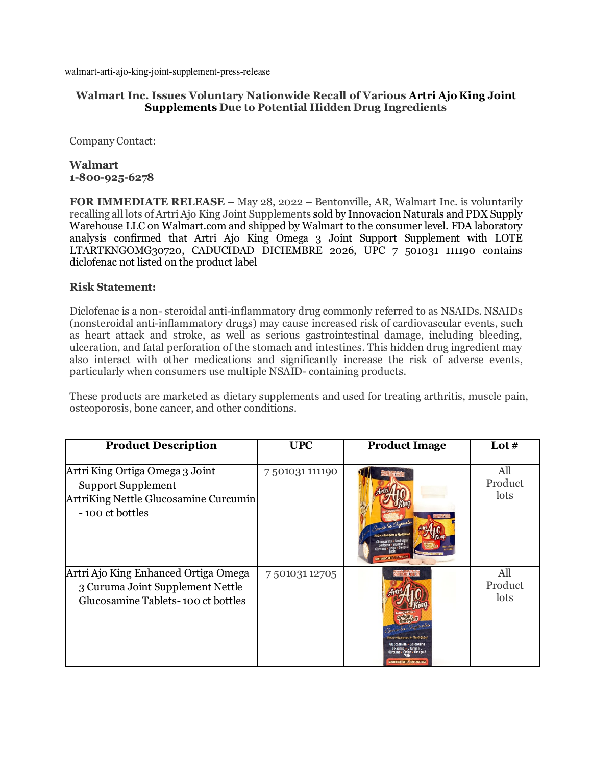walmart-arti-ajo-king-joint-supplement-press-release

### Walmart Inc. Issues Voluntary Nationwide Recall of Various Artri Ajo King Joint Supplements Due to Potential Hidden Drug Ingredients

Company Contact:

**Walmart**
**1-800-925-6278**

**FOR IMMEDIATE RELEASE** – May 28, 2022 – Bentonville, AR, Walmart Inc. is voluntarily recalling all lots of Artri Ajo King Joint Supplements sold by Innovacion Naturals and PDX Supply Warehouse LLC on Walmart.com and shipped by Walmart to the consumer level. FDA laboratory analysis confirmed that Artri Ajo King Omega 3 Joint Support Supplement with LOTE LTARTKNGOMG30720, CADUCIDAD DICIEMBRE 2026, UPC 7 501031 111190 contains diclofenac not listed on the product label

**Risk Statement:**

Diclofenac is a non- steroidal anti-inflammatory drug commonly referred to as NSAIDs. NSAIDs (nonsteroidal anti-inflammatory drugs) may cause increased risk of cardiovascular events, such as heart attack and stroke, as well as serious gastrointestinal damage, including bleeding, ulceration, and fatal perforation of the stomach and intestines. This hidden drug ingredient may also interact with other medications and significantly increase the risk of adverse events, particularly when consumers use multiple NSAID- containing products.

These products are marketed as dietary supplements and used for treating arthritis, muscle pain, osteoporosis, bone cancer, and other conditions.

| Product Description | UPC | Product Image | Lot # |
|---|---|---|---|
| Artri King Ortiga Omega 3 Joint Support Supplement<br>ArtriKing Nettle Glucosamine Curcumin - 100 ct bottles | 7 501031 111190 | | All Product lots |
| Artri Ajo King Enhanced Ortiga Omega 3 Curuma Joint Supplement Nettle Glucosamine Tablets- 100 ct bottles | 7 501031 12705 | | All Product lots |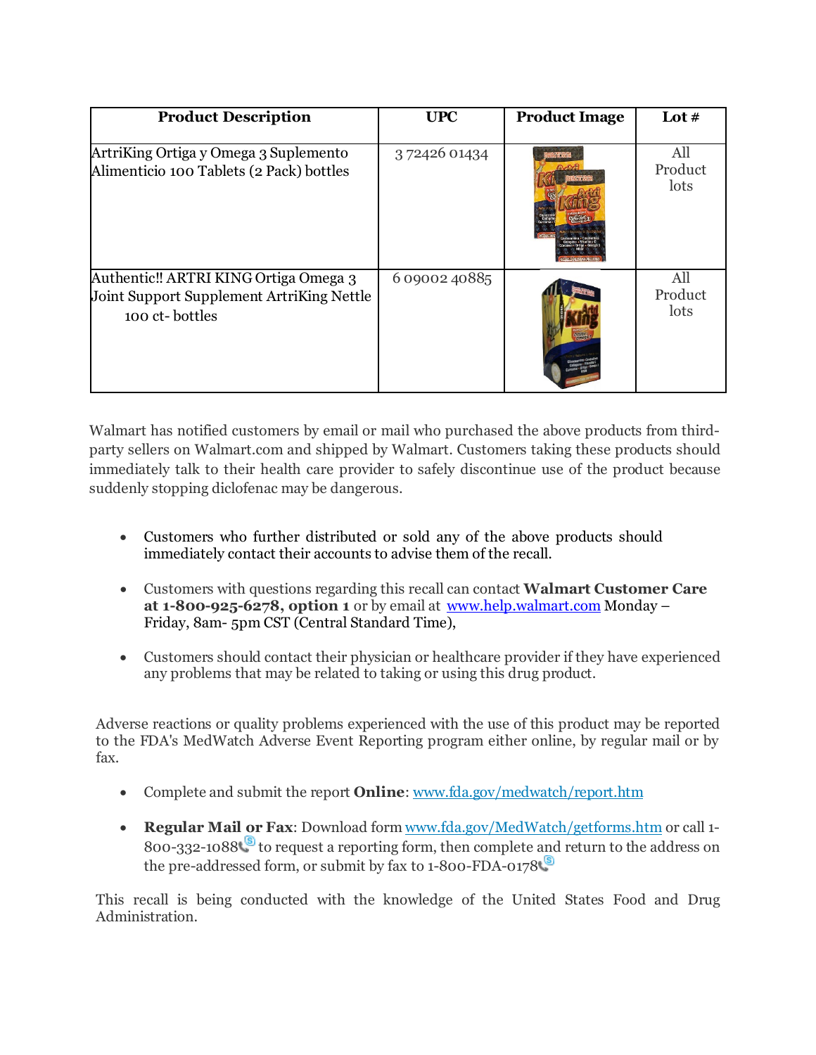| Product Description | UPC | Product Image | Lot # |
|---|---|---|---|
| ArtriKing Ortiga y Omega 3 Suplemento Alimenticio 100 Tablets (2 Pack) bottles | 3 72426 01434 | | All Product lots |
| Authentic!! ARTRI KING Ortiga Omega 3 Joint Support Supplement ArtriKing Nettle 100 ct- bottles | 6 09002 40885 | | All Product lots |

Walmart has notified customers by email or mail who purchased the above products from third-party sellers on Walmart.com and shipped by Walmart. Customers taking these products should immediately talk to their health care provider to safely discontinue use of the product because suddenly stopping diclofenac may be dangerous.

- Customers who further distributed or sold any of the above products should immediately contact their accounts to advise them of the recall.
- Customers with questions regarding this recall can contact **Walmart Customer Care at 1-800-925-6278, option 1** or by email at www.help.walmart.com Monday – Friday, 8am- 5pm CST (Central Standard Time),
- Customers should contact their physician or healthcare provider if they have experienced any problems that may be related to taking or using this drug product.

Adverse reactions or quality problems experienced with the use of this product may be reported to the FDA's MedWatch Adverse Event Reporting program either online, by regular mail or by fax.

- Complete and submit the report **Online**: www.fda.gov/medwatch/report.htm
- **Regular Mail or Fax**: Download form www.fda.gov/MedWatch/getforms.htm or call 1-800-332-1088 to request a reporting form, then complete and return to the address on the pre-addressed form, or submit by fax to 1-800-FDA-0178

This recall is being conducted with the knowledge of the United States Food and Drug Administration.